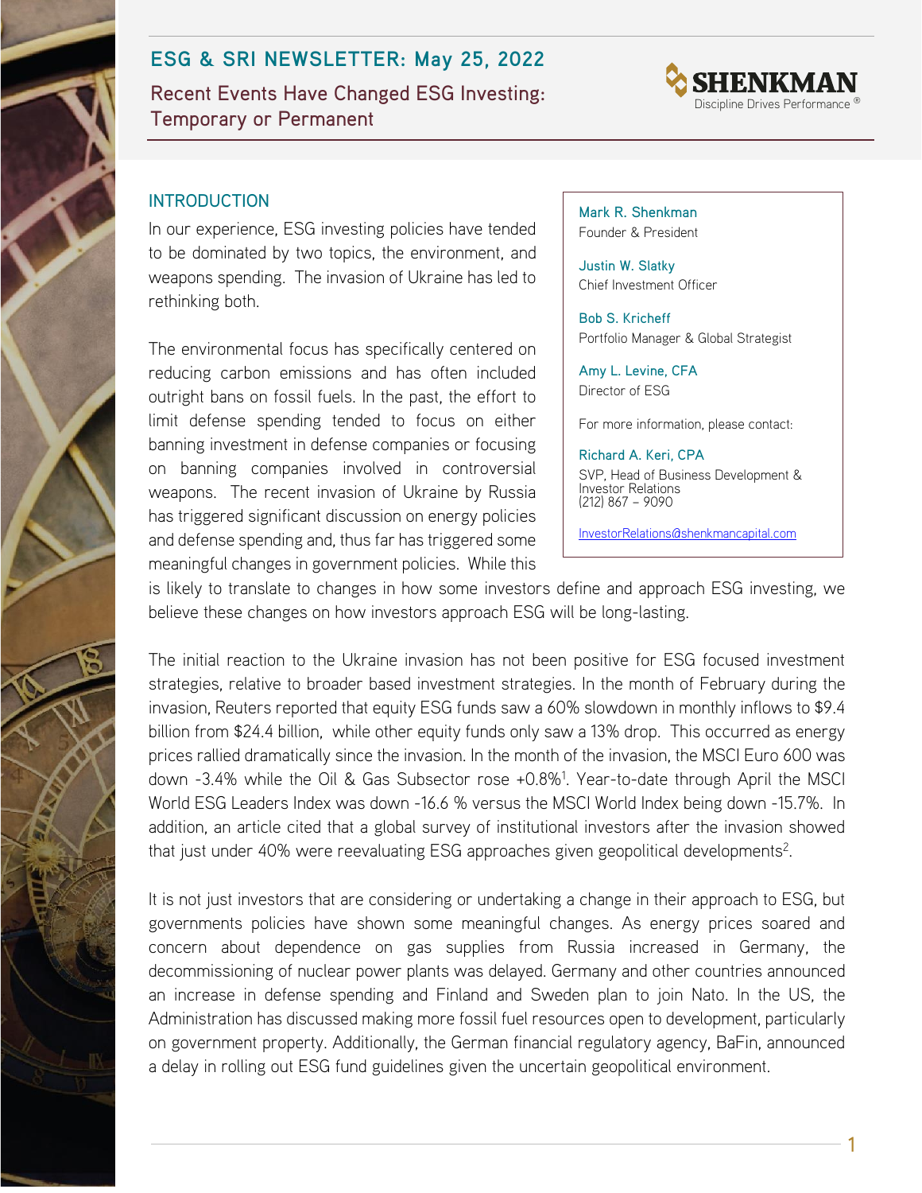# ESG & SRI NEWSLETTER: May 25, 2022

## Recent Events Have Changed ESG Investing: Temporary or Permanent

**SHENKMAN**
Discipline Drives Performance ®

Mark R. Shenkman
Founder & President

Justin W. Slatky
Chief Investment Officer

Bob S. Kricheff
Portfolio Manager & Global Strategist

Amy L. Levine, CFA
Director of ESG

For more information, please contact:

Richard A. Keri, CPA
SVP, Head of Business Development & Investor Relations
(212) 867 – 9090

InvestorRelations@shenkmancapital.com

### INTRODUCTION

In our experience, ESG investing policies have tended to be dominated by two topics, the environment, and weapons spending. The invasion of Ukraine has led to rethinking both.

The environmental focus has specifically centered on reducing carbon emissions and has often included outright bans on fossil fuels. In the past, the effort to limit defense spending tended to focus on either banning investment in defense companies or focusing on banning companies involved in controversial weapons. The recent invasion of Ukraine by Russia has triggered significant discussion on energy policies and defense spending and, thus far has triggered some meaningful changes in government policies. While this is likely to translate to changes in how some investors define and approach ESG investing, we believe these changes on how investors approach ESG will be long-lasting.

The initial reaction to the Ukraine invasion has not been positive for ESG focused investment strategies, relative to broader based investment strategies. In the month of February during the invasion, Reuters reported that equity ESG funds saw a 60% slowdown in monthly inflows to $9.4 billion from $24.4 billion, while other equity funds only saw a 13% drop. This occurred as energy prices rallied dramatically since the invasion. In the month of the invasion, the MSCI Euro 600 was down -3.4% while the Oil & Gas Subsector rose +0.8%[1]. Year-to-date through April the MSCI World ESG Leaders Index was down -16.6 % versus the MSCI World Index being down -15.7%. In addition, an article cited that a global survey of institutional investors after the invasion showed that just under 40% were reevaluating ESG approaches given geopolitical developments[2].

It is not just investors that are considering or undertaking a change in their approach to ESG, but governments policies have shown some meaningful changes. As energy prices soared and concern about dependence on gas supplies from Russia increased in Germany, the decommissioning of nuclear power plants was delayed. Germany and other countries announced an increase in defense spending and Finland and Sweden plan to join Nato. In the US, the Administration has discussed making more fossil fuel resources open to development, particularly on government property. Additionally, the German financial regulatory agency, BaFin, announced a delay in rolling out ESG fund guidelines given the uncertain geopolitical environment.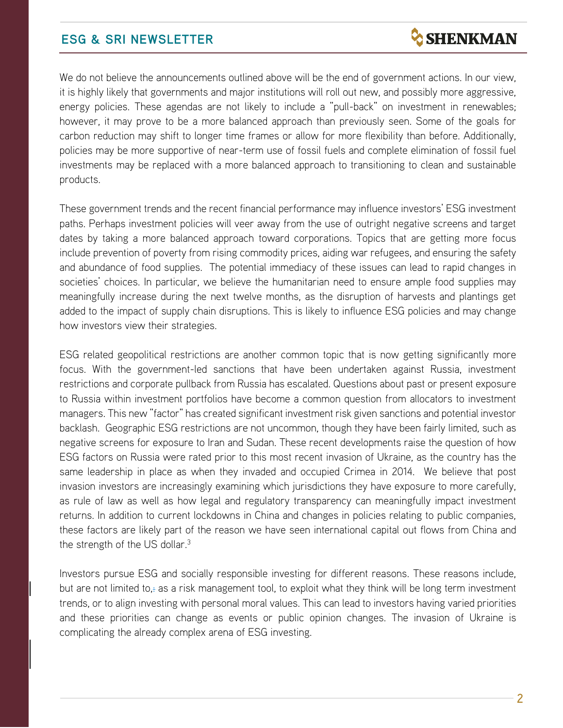We do not believe the announcements outlined above will be the end of government actions. In our view, it is highly likely that governments and major institutions will roll out new, and possibly more aggressive, energy policies. These agendas are not likely to include a "pull-back" on investment in renewables; however, it may prove to be a more balanced approach than previously seen. Some of the goals for carbon reduction may shift to longer time frames or allow for more flexibility than before. Additionally, policies may be more supportive of near-term use of fossil fuels and complete elimination of fossil fuel investments may be replaced with a more balanced approach to transitioning to clean and sustainable products.

These government trends and the recent financial performance may influence investors' ESG investment paths. Perhaps investment policies will veer away from the use of outright negative screens and target dates by taking a more balanced approach toward corporations. Topics that are getting more focus include prevention of poverty from rising commodity prices, aiding war refugees, and ensuring the safety and abundance of food supplies. The potential immediacy of these issues can lead to rapid changes in societies' choices. In particular, we believe the humanitarian need to ensure ample food supplies may meaningfully increase during the next twelve months, as the disruption of harvests and plantings get added to the impact of supply chain disruptions. This is likely to influence ESG policies and may change how investors view their strategies.

ESG related geopolitical restrictions are another common topic that is now getting significantly more focus. With the government-led sanctions that have been undertaken against Russia, investment restrictions and corporate pullback from Russia has escalated. Questions about past or present exposure to Russia within investment portfolios have become a common question from allocators to investment managers. This new "factor" has created significant investment risk given sanctions and potential investor backlash. Geographic ESG restrictions are not uncommon, though they have been fairly limited, such as negative screens for exposure to Iran and Sudan. These recent developments raise the question of how ESG factors on Russia were rated prior to this most recent invasion of Ukraine, as the country has the same leadership in place as when they invaded and occupied Crimea in 2014. We believe that post invasion investors are increasingly examining which jurisdictions they have exposure to more carefully, as rule of law as well as how legal and regulatory transparency can meaningfully impact investment returns. In addition to current lockdowns in China and changes in policies relating to public companies, these factors are likely part of the reason we have seen international capital out flows from China and the strength of the US dollar.[3]

Investors pursue ESG and socially responsible investing for different reasons. These reasons include, but are not limited to, as a risk management tool, to exploit what they think will be long term investment trends, or to align investing with personal moral values. This can lead to investors having varied priorities and these priorities can change as events or public opinion changes. The invasion of Ukraine is complicating the already complex arena of ESG investing.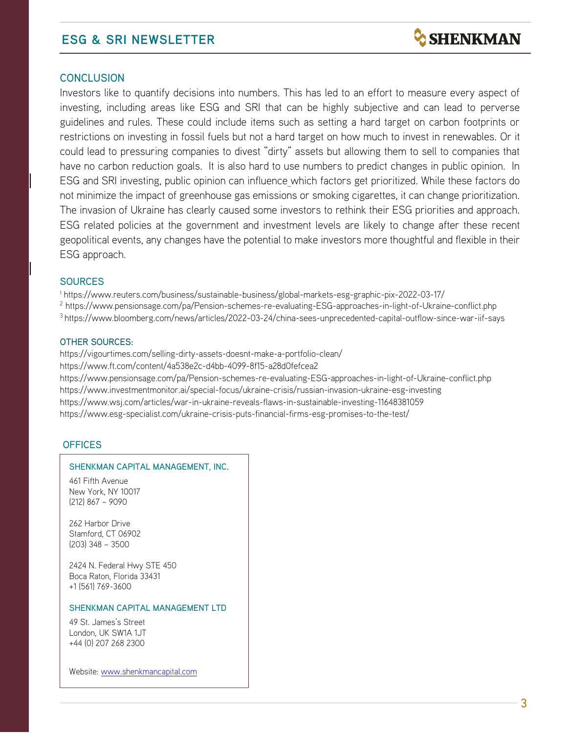## CONCLUSION

Investors like to quantify decisions into numbers. This has led to an effort to measure every aspect of investing, including areas like ESG and SRI that can be highly subjective and can lead to perverse guidelines and rules. These could include items such as setting a hard target on carbon footprints or restrictions on investing in fossil fuels but not a hard target on how much to invest in renewables. Or it could lead to pressuring companies to divest "dirty" assets but allowing them to sell to companies that have no carbon reduction goals. It is also hard to use numbers to predict changes in public opinion. In ESG and SRI investing, public opinion can influence which factors get prioritized. While these factors do not minimize the impact of greenhouse gas emissions or smoking cigarettes, it can change prioritization. The invasion of Ukraine has clearly caused some investors to rethink their ESG priorities and approach. ESG related policies at the government and investment levels are likely to change after these recent geopolitical events, any changes have the potential to make investors more thoughtful and flexible in their ESG approach.

## SOURCES

[1] https://www.reuters.com/business/sustainable-business/global-markets-esg-graphic-pix-2022-03-17/
[2] https://www.pensionsage.com/pa/Pension-schemes-re-evaluating-ESG-approaches-in-light-of-Ukraine-conflict.php
[3] https://www.bloomberg.com/news/articles/2022-03-24/china-sees-unprecedented-capital-outflow-since-war-iif-says

### OTHER SOURCES:

https://vigourtimes.com/selling-dirty-assets-doesnt-make-a-portfolio-clean/
https://www.ft.com/content/4a538e2c-d4bb-4099-8f15-a28d0fefcea2
https://www.pensionsage.com/pa/Pension-schemes-re-evaluating-ESG-approaches-in-light-of-Ukraine-conflict.php
https://www.investmentmonitor.ai/special-focus/ukraine-crisis/russian-invasion-ukraine-esg-investing
https://www.wsj.com/articles/war-in-ukraine-reveals-flaws-in-sustainable-investing-11648381059
https://www.esg-specialist.com/ukraine-crisis-puts-financial-firms-esg-promises-to-the-test/

## OFFICES

**SHENKMAN CAPITAL MANAGEMENT, INC.**

461 Fifth Avenue
New York, NY 10017
(212) 867 – 9090

262 Harbor Drive
Stamford, CT 06902
(203) 348 – 3500

2424 N. Federal Hwy STE 450
Boca Raton, Florida 33431
+1 (561) 769-3600

**SHENKMAN CAPITAL MANAGEMENT LTD**

49 St. James's Street
London, UK SW1A 1JT
+44 (0) 207 268 2300

Website: www.shenkmancapital.com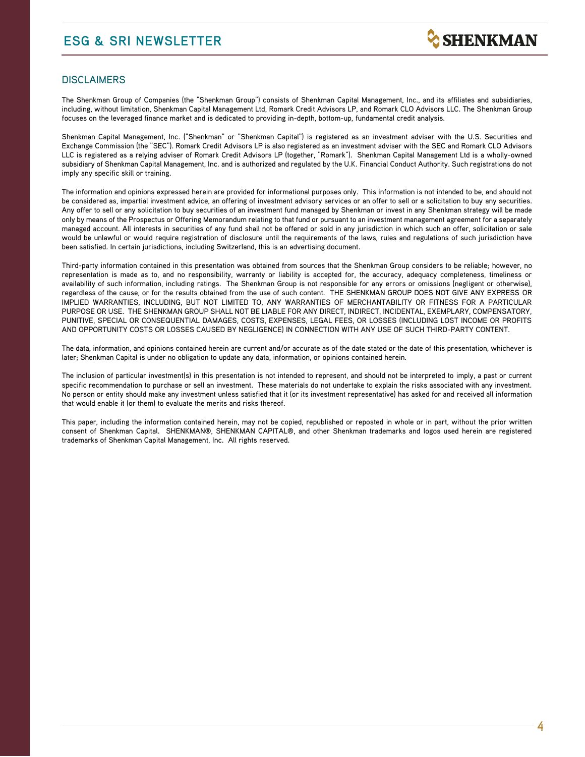## DISCLAIMERS

The Shenkman Group of Companies (the "Shenkman Group") consists of Shenkman Capital Management, Inc., and its affiliates and subsidiaries, including, without limitation, Shenkman Capital Management Ltd, Romark Credit Advisors LP, and Romark CLO Advisors LLC. The Shenkman Group focuses on the leveraged finance market and is dedicated to providing in-depth, bottom-up, fundamental credit analysis.

Shenkman Capital Management, Inc. ("Shenkman" or "Shenkman Capital") is registered as an investment adviser with the U.S. Securities and Exchange Commission (the "SEC"). Romark Credit Advisors LP is also registered as an investment adviser with the SEC and Romark CLO Advisors LLC is registered as a relying adviser of Romark Credit Advisors LP (together, "Romark"). Shenkman Capital Management Ltd is a wholly-owned subsidiary of Shenkman Capital Management, Inc. and is authorized and regulated by the U.K. Financial Conduct Authority. Such registrations do not imply any specific skill or training.

The information and opinions expressed herein are provided for informational purposes only. This information is not intended to be, and should not be considered as, impartial investment advice, an offering of investment advisory services or an offer to sell or a solicitation to buy any securities. Any offer to sell or any solicitation to buy securities of an investment fund managed by Shenkman or invest in any Shenkman strategy will be made only by means of the Prospectus or Offering Memorandum relating to that fund or pursuant to an investment management agreement for a separately managed account. All interests in securities of any fund shall not be offered or sold in any jurisdiction in which such an offer, solicitation or sale would be unlawful or would require registration of disclosure until the requirements of the laws, rules and regulations of such jurisdiction have been satisfied. In certain jurisdictions, including Switzerland, this is an advertising document.

Third-party information contained in this presentation was obtained from sources that the Shenkman Group considers to be reliable; however, no representation is made as to, and no responsibility, warranty or liability is accepted for, the accuracy, adequacy completeness, timeliness or availability of such information, including ratings. The Shenkman Group is not responsible for any errors or omissions (negligent or otherwise), regardless of the cause, or for the results obtained from the use of such content. THE SHENKMAN GROUP DOES NOT GIVE ANY EXPRESS OR IMPLIED WARRANTIES, INCLUDING, BUT NOT LIMITED TO, ANY WARRANTIES OF MERCHANTABILITY OR FITNESS FOR A PARTICULAR PURPOSE OR USE. THE SHENKMAN GROUP SHALL NOT BE LIABLE FOR ANY DIRECT, INDIRECT, INCIDENTAL, EXEMPLARY, COMPENSATORY, PUNITIVE, SPECIAL OR CONSEQUENTIAL DAMAGES, COSTS, EXPENSES, LEGAL FEES, OR LOSSES (INCLUDING LOST INCOME OR PROFITS AND OPPORTUNITY COSTS OR LOSSES CAUSED BY NEGLIGENCE) IN CONNECTION WITH ANY USE OF SUCH THIRD-PARTY CONTENT.

The data, information, and opinions contained herein are current and/or accurate as of the date stated or the date of this presentation, whichever is later; Shenkman Capital is under no obligation to update any data, information, or opinions contained herein.

The inclusion of particular investment(s) in this presentation is not intended to represent, and should not be interpreted to imply, a past or current specific recommendation to purchase or sell an investment. These materials do not undertake to explain the risks associated with any investment. No person or entity should make any investment unless satisfied that it (or its investment representative) has asked for and received all information that would enable it (or them) to evaluate the merits and risks thereof.

This paper, including the information contained herein, may not be copied, republished or reposted in whole or in part, without the prior written consent of Shenkman Capital. SHENKMAN®, SHENKMAN CAPITAL®, and other Shenkman trademarks and logos used herein are registered trademarks of Shenkman Capital Management, Inc. All rights reserved.